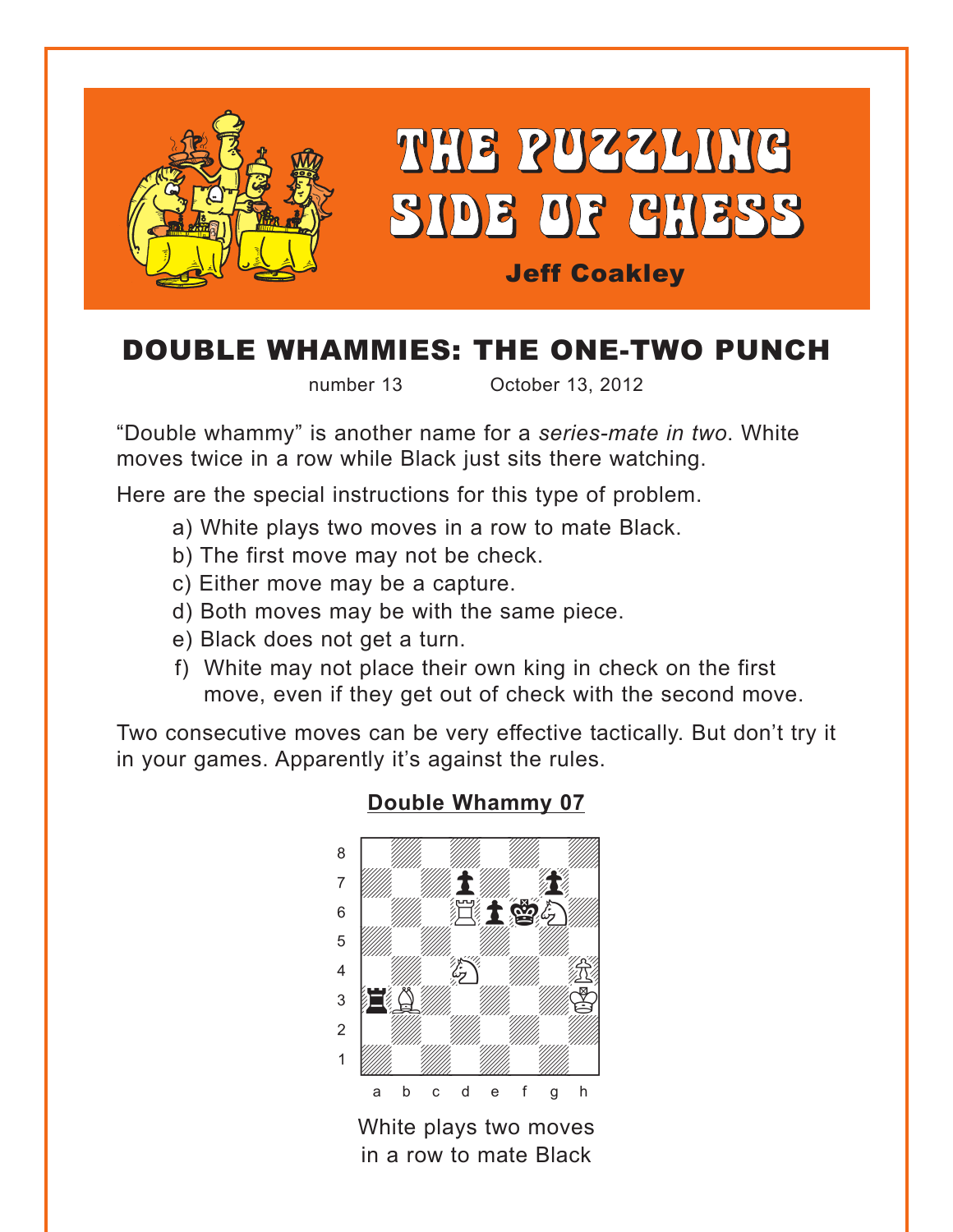# THE PUZZLING SIDE OF CHESS

Jeff Coakley

## DOUBLE WHAMMIES: THE ONE-TWO PUNCH

number 13 October 13, 2012

"Double whammy" is another name for a *series-mate in two*. White moves twice in a row while Black just sits there watching.

Here are the special instructions for this type of problem.

a) White plays two moves in a row to mate Black.
b) The first move may not be check.
c) Either move may be a capture.
d) Both moves may be with the same piece.
e) Black does not get a turn.
f) White may not place their own king in check on the first move, even if they get out of check with the second move.

Two consecutive moves can be very effective tactically. But don't try it in your games. Apparently it's against the rules.

### Double Whammy 07

White plays two moves in a row to mate Black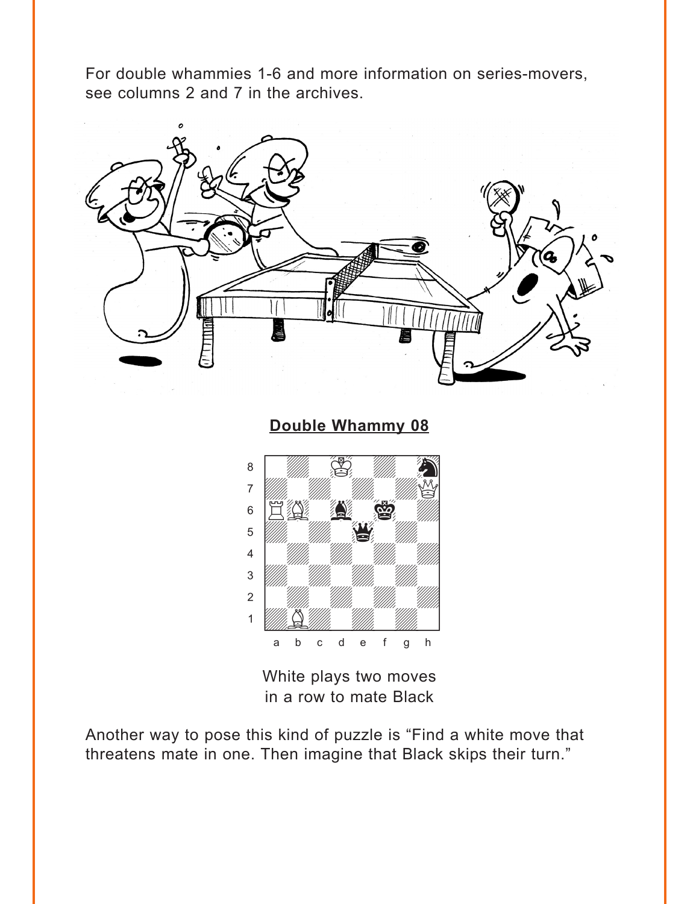For double whammies 1-6 and more information on series-movers, see columns 2 and 7 in the archives.

## Double Whammy 08

White plays two moves in a row to mate Black

Another way to pose this kind of puzzle is “Find a white move that threatens mate in one. Then imagine that Black skips their turn.”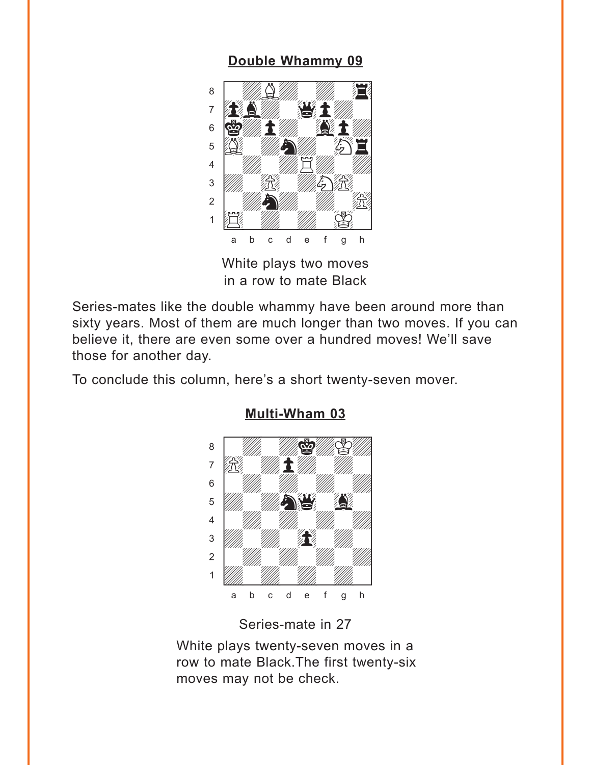**Double Whammy 09**

White plays two moves
in a row to mate Black

Series-mates like the double whammy have been around more than sixty years. Most of them are much longer than two moves. If you can believe it, there are even some over a hundred moves! We'll save those for another day.

To conclude this column, here's a short twenty-seven mover.

**Multi-Wham 03**

Series-mate in 27

White plays twenty-seven moves in a row to mate Black.The first twenty-six moves may not be check.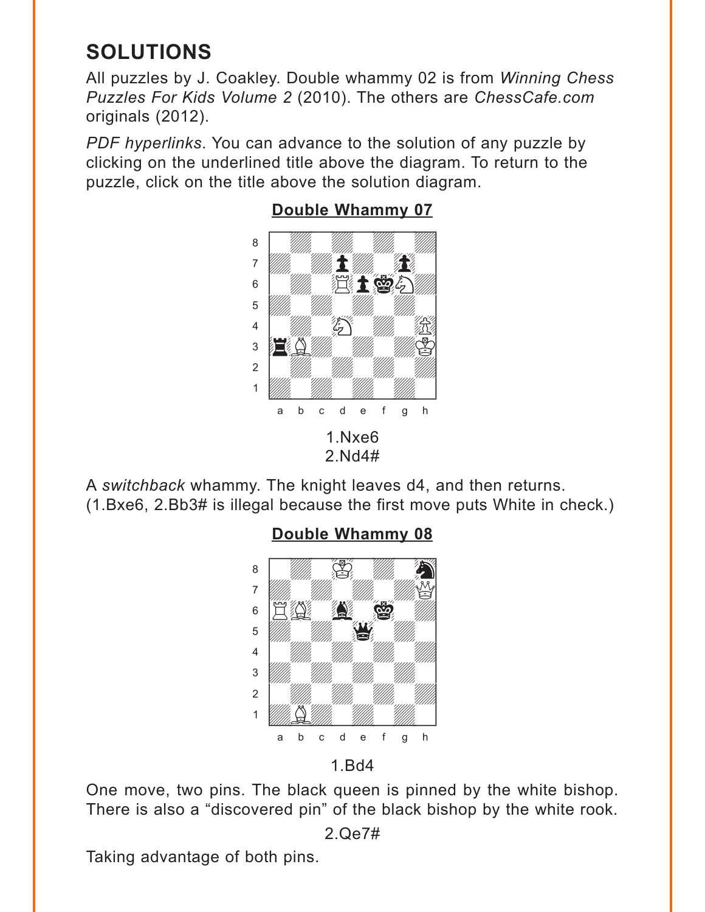## SOLUTIONS

All puzzles by J. Coakley. Double whammy 02 is from *Winning Chess Puzzles For Kids Volume 2* (2010). The others are *ChessCafe.com* originals (2012).

*PDF hyperlinks*. You can advance to the solution of any puzzle by clicking on the underlined title above the diagram. To return to the puzzle, click on the title above the solution diagram.

### Double Whammy 07

1.Nxe6
2.Nd4#

A *switchback* whammy. The knight leaves d4, and then returns. (1.Bxe6, 2.Bb3# is illegal because the first move puts White in check.)

### Double Whammy 08

1.Bd4

One move, two pins. The black queen is pinned by the white bishop. There is also a "discovered pin" of the black bishop by the white rook.

2.Qe7#

Taking advantage of both pins.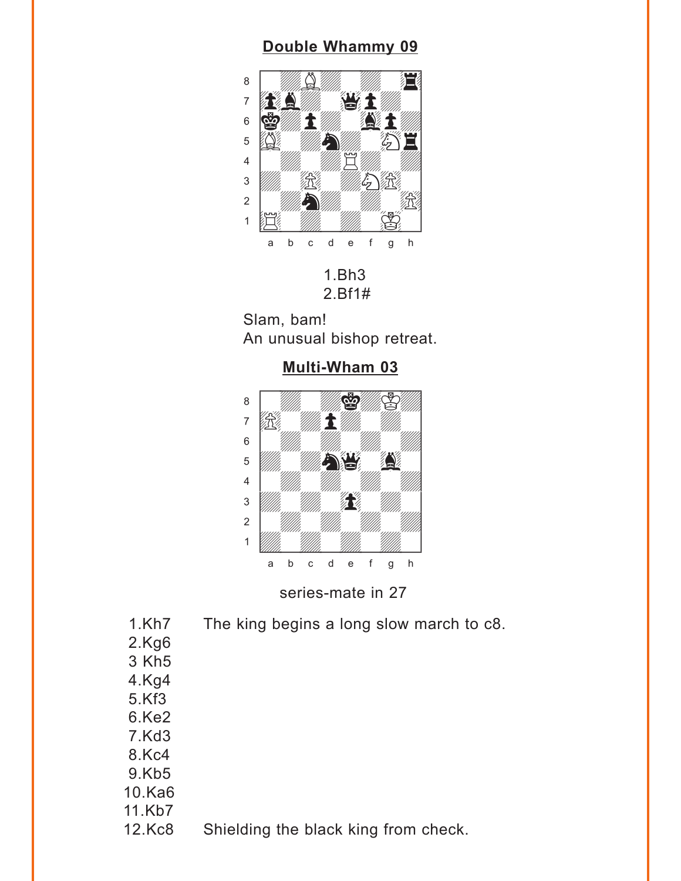## Double Whammy 09

1.Bh3
2.Bf1#

Slam, bam!
An unusual bishop retreat.

## Multi-Wham 03

series-mate in 27

1.Kh7 The king begins a long slow march to c8.
2.Kg6
3 Kh5
4.Kg4
5.Kf3
6.Ke2
7.Kd3
8.Kc4
9.Kb5
10.Ka6
11.Kb7
12.Kc8 Shielding the black king from check.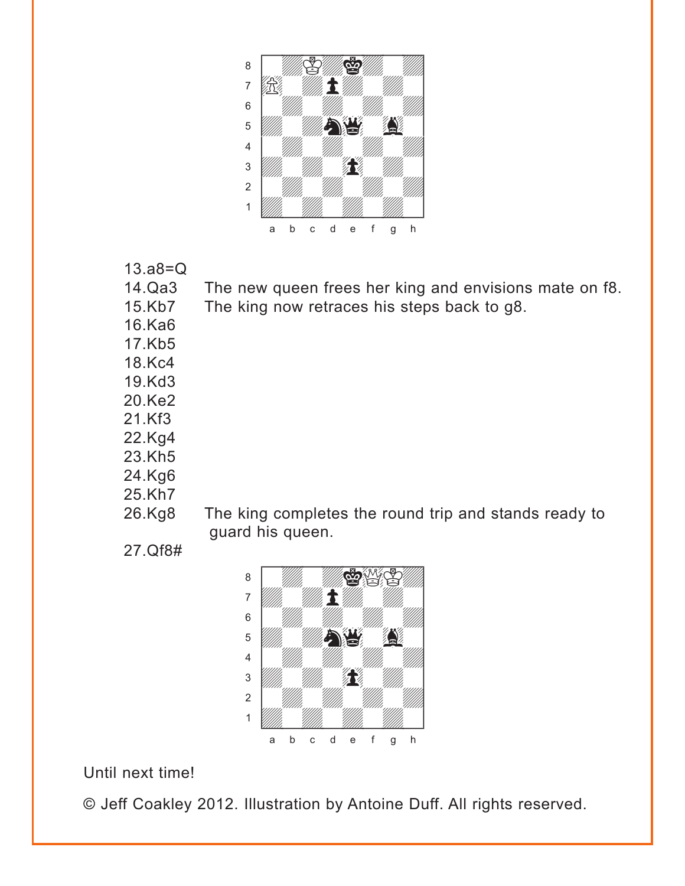13.a8=Q

14.Qa3 The new queen frees her king and envisions mate on f8.

15.Kb7 The king now retraces his steps back to g8.

16.Ka6

17.Kb5

18.Kc4

19.Kd3

20.Ke2

21.Kf3

22.Kg4

23.Kh5

24.Kg6

25.Kh7

26.Kg8 The king completes the round trip and stands ready to guard his queen.

27.Qf8#

Until next time!

© Jeff Coakley 2012. Illustration by Antoine Duff. All rights reserved.